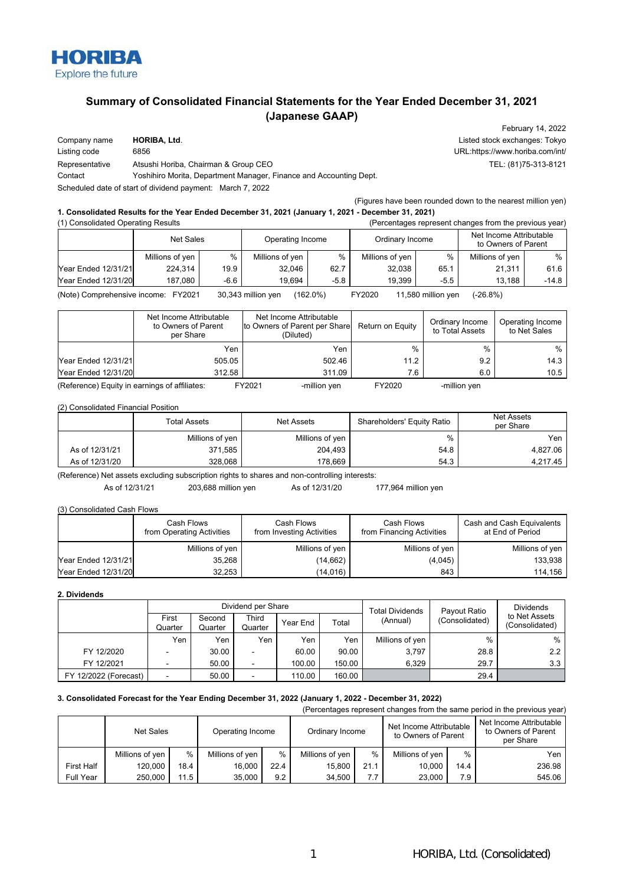HORIBA
Explore the future

# Summary of Consolidated Financial Statements for the Year Ended December 31, 2021 (Japanese GAAP)

February 14, 2022

| | | |
|---|---|---|
| Company name | **HORIBA, Ltd.** | Listed stock exchanges: Tokyo |
| Listing code | 6856 | URL:https://www.horiba.com/int/ |
| Representative | Atsushi Horiba, Chairman & Group CEO | TEL: (81)75-313-8121 |
| Contact | Yoshihiro Morita, Department Manager, Finance and Accounting Dept. | |

Scheduled date of start of dividend payment: March 7, 2022

(Figures have been rounded down to the nearest million yen)

### 1. Consolidated Results for the Year Ended December 31, 2021 (January 1, 2021 - December 31, 2021)

(1) Consolidated Operating Results (Percentages represent changes from the previous year)

| | Net Sales | | Operating Income | | Ordinary Income | | Net Income Attributable to Owners of Parent | |
|---|---|---|---|---|---|---|---|---|
| | Millions of yen | % | Millions of yen | % | Millions of yen | % | Millions of yen | % |
| Year Ended 12/31/21 | 224,314 | 19.9 | 32,046 | 62.7 | 32,038 | 65.1 | 21,311 | 61.6 |
| Year Ended 12/31/20 | 187,080 | -6.6 | 19,694 | -5.8 | 19,399 | -5.5 | 13,188 | -14.8 |

(Note) Comprehensive income: FY2021 30,343 million yen (162.0%) FY2020 11,580 million yen (-26.8%)

| | Net Income Attributable to Owners of Parent per Share | Net Income Attributable to Owners of Parent per Share (Diluted) | Return on Equity | Ordinary Income to Total Assets | Operating Income to Net Sales |
|---|---|---|---|---|---|
| | Yen | Yen | % | % | % |
| Year Ended 12/31/21 | 505.05 | 502.46 | 11.2 | 9.2 | 14.3 |
| Year Ended 12/31/20 | 312.58 | 311.09 | 7.6 | 6.0 | 10.5 |

(Reference) Equity in earnings of affiliates: FY2021 -million yen FY2020 -million yen

(2) Consolidated Financial Position

| | Total Assets | Net Assets | Shareholders' Equity Ratio | Net Assets per Share |
|---|---|---|---|---|
| | Millions of yen | Millions of yen | % | Yen |
| As of 12/31/21 | 371,585 | 204,493 | 54.8 | 4,827.06 |
| As of 12/31/20 | 328,068 | 178,669 | 54.3 | 4,217.45 |

(Reference) Net assets excluding subscription rights to shares and non-controlling interests:
As of 12/31/21 203,688 million yen As of 12/31/20 177,964 million yen

(3) Consolidated Cash Flows

| | Cash Flows from Operating Activities | Cash Flows from Investing Activities | Cash Flows from Financing Activities | Cash and Cash Equivalents at End of Period |
|---|---|---|---|---|
| | Millions of yen | Millions of yen | Millions of yen | Millions of yen |
| Year Ended 12/31/21 | 35,268 | (14,662) | (4,045) | 133,938 |
| Year Ended 12/31/20 | 32,253 | (14,016) | 843 | 114,156 |

### 2. Dividends

| | Dividend per Share | | | | | Total Dividends (Annual) | Payout Ratio (Consolidated) | Dividends to Net Assets (Consolidated) |
|---|---|---|---|---|---|---|---|---|
| | First Quarter | Second Quarter | Third Quarter | Year End | Total | | | |
| | Yen | Yen | Yen | Yen | Yen | Millions of yen | % | % |
| FY 12/2020 | - | 30.00 | - | 60.00 | 90.00 | 3,797 | 28.8 | 2.2 |
| FY 12/2021 | - | 50.00 | - | 100.00 | 150.00 | 6,329 | 29.7 | 3.3 |
| FY 12/2022 (Forecast) | - | 50.00 | - | 110.00 | 160.00 | | 29.4 | |

### 3. Consolidated Forecast for the Year Ending December 31, 2022 (January 1, 2022 - December 31, 2022)

(Percentages represent changes from the same period in the previous year)

| | Net Sales | | Operating Income | | Ordinary Income | | Net Income Attributable to Owners of Parent | | Net Income Attributable to Owners of Parent per Share |
|---|---|---|---|---|---|---|---|---|---|
| | Millions of yen | % | Millions of yen | % | Millions of yen | % | Millions of yen | % | Yen |
| First Half | 120,000 | 18.4 | 16,000 | 22.4 | 15,800 | 21.1 | 10,000 | 14.4 | 236.98 |
| Full Year | 250,000 | 11.5 | 35,000 | 9.2 | 34,500 | 7.7 | 23,000 | 7.9 | 545.06 |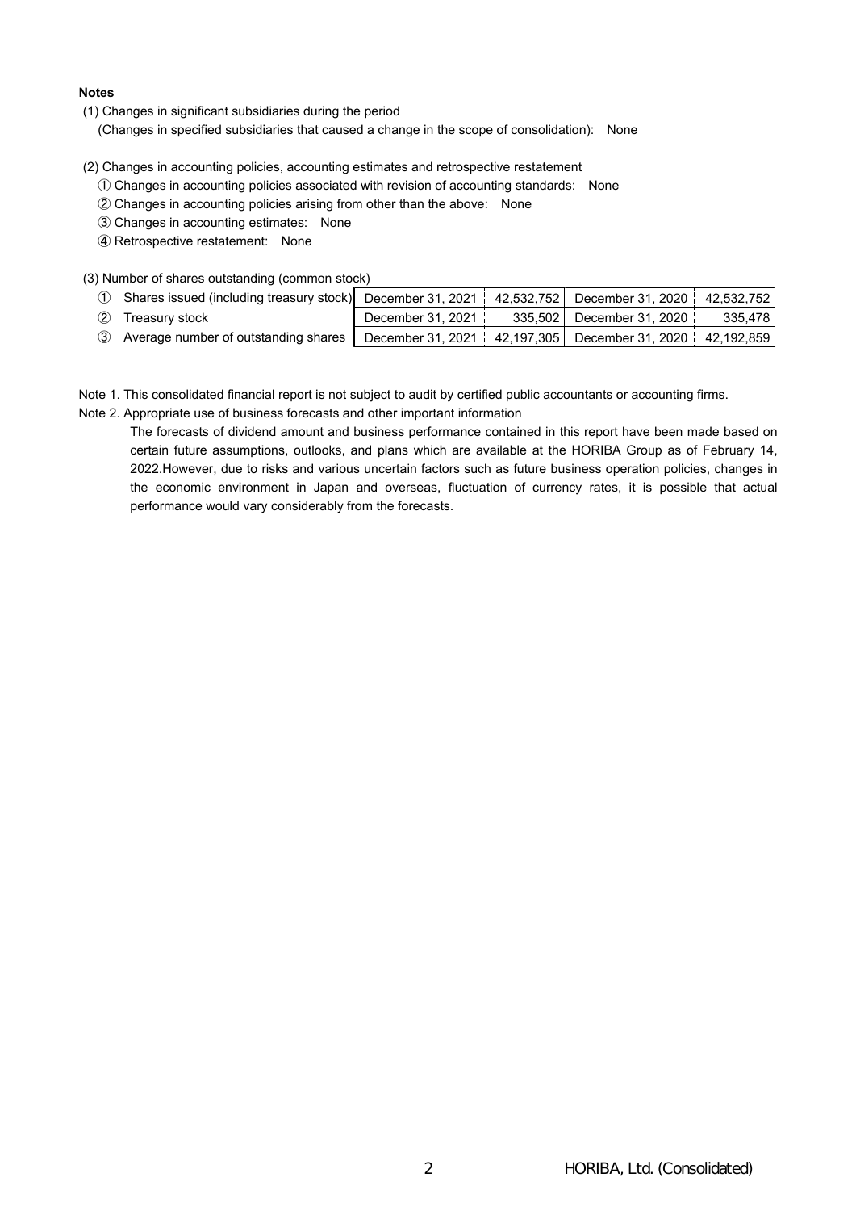**Notes**

(1) Changes in significant subsidiaries during the period
(Changes in specified subsidiaries that caused a change in the scope of consolidation): None

(2) Changes in accounting policies, accounting estimates and retrospective restatement
① Changes in accounting policies associated with revision of accounting standards: None
② Changes in accounting policies arising from other than the above: None
③ Changes in accounting estimates: None
④ Retrospective restatement: None

(3) Number of shares outstanding (common stock)

| | | | | |
|---|---|---|---|---|
| ① Shares issued (including treasury stock) | December 31, 2021 | 42,532,752 | December 31, 2020 | 42,532,752 |
| ② Treasury stock | December 31, 2021 | 335,502 | December 31, 2020 | 335,478 |
| ③ Average number of outstanding shares | December 31, 2021 | 42,197,305 | December 31, 2020 | 42,192,859 |

Note 1. This consolidated financial report is not subject to audit by certified public accountants or accounting firms.

Note 2. Appropriate use of business forecasts and other important information

The forecasts of dividend amount and business performance contained in this report have been made based on certain future assumptions, outlooks, and plans which are available at the HORIBA Group as of February 14, 2022.However, due to risks and various uncertain factors such as future business operation policies, changes in the economic environment in Japan and overseas, fluctuation of currency rates, it is possible that actual performance would vary considerably from the forecasts.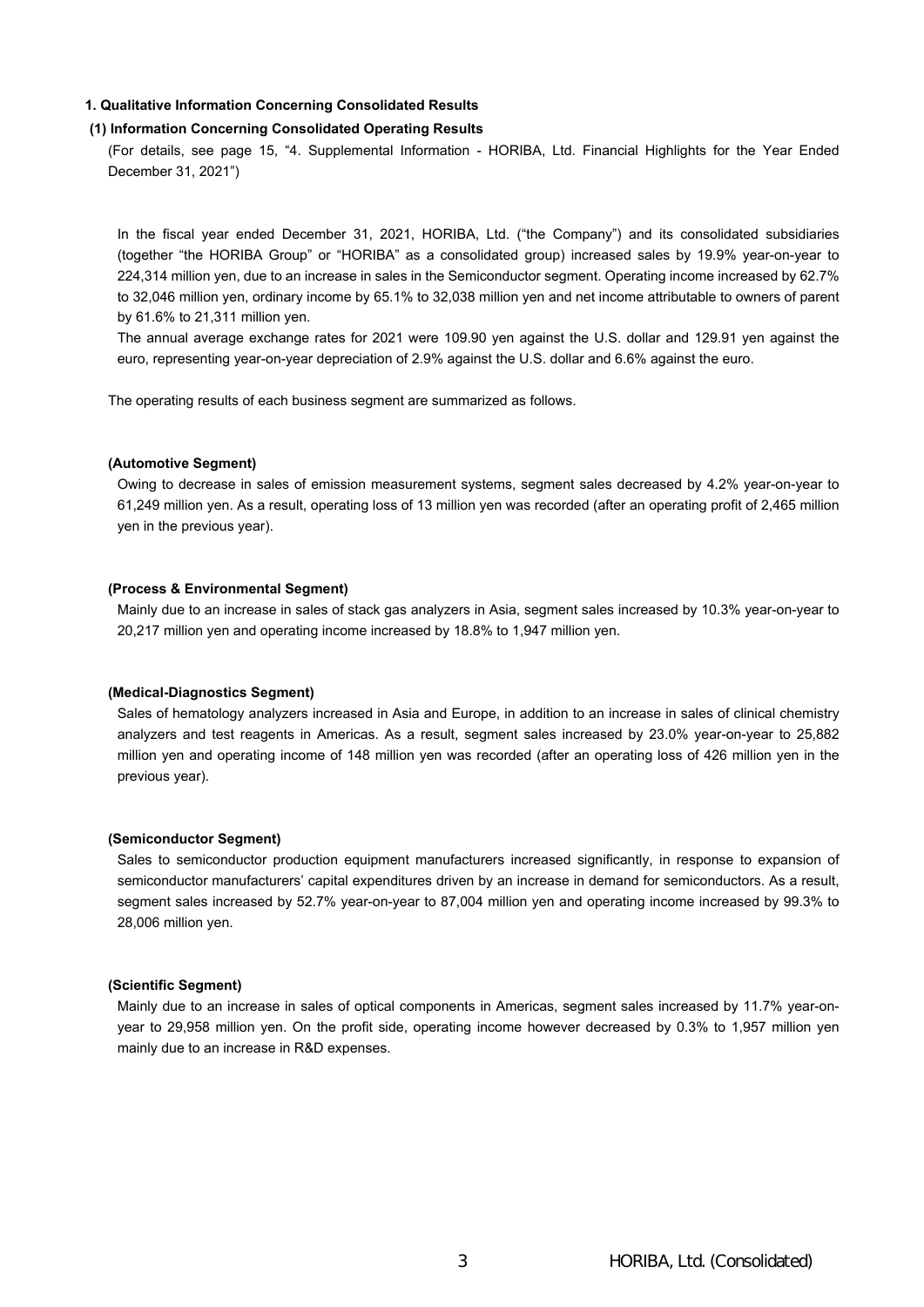## 1. Qualitative Information Concerning Consolidated Results

### (1) Information Concerning Consolidated Operating Results

(For details, see page 15, "4. Supplemental Information - HORIBA, Ltd. Financial Highlights for the Year Ended December 31, 2021")

In the fiscal year ended December 31, 2021, HORIBA, Ltd. ("the Company") and its consolidated subsidiaries (together "the HORIBA Group" or "HORIBA" as a consolidated group) increased sales by 19.9% year-on-year to 224,314 million yen, due to an increase in sales in the Semiconductor segment. Operating income increased by 62.7% to 32,046 million yen, ordinary income by 65.1% to 32,038 million yen and net income attributable to owners of parent by 61.6% to 21,311 million yen.

The annual average exchange rates for 2021 were 109.90 yen against the U.S. dollar and 129.91 yen against the euro, representing year-on-year depreciation of 2.9% against the U.S. dollar and 6.6% against the euro.

The operating results of each business segment are summarized as follows.

**(Automotive Segment)**

Owing to decrease in sales of emission measurement systems, segment sales decreased by 4.2% year-on-year to 61,249 million yen. As a result, operating loss of 13 million yen was recorded (after an operating profit of 2,465 million yen in the previous year).

**(Process & Environmental Segment)**

Mainly due to an increase in sales of stack gas analyzers in Asia, segment sales increased by 10.3% year-on-year to 20,217 million yen and operating income increased by 18.8% to 1,947 million yen.

**(Medical-Diagnostics Segment)**

Sales of hematology analyzers increased in Asia and Europe, in addition to an increase in sales of clinical chemistry analyzers and test reagents in Americas. As a result, segment sales increased by 23.0% year-on-year to 25,882 million yen and operating income of 148 million yen was recorded (after an operating loss of 426 million yen in the previous year).

**(Semiconductor Segment)**

Sales to semiconductor production equipment manufacturers increased significantly, in response to expansion of semiconductor manufacturers' capital expenditures driven by an increase in demand for semiconductors. As a result, segment sales increased by 52.7% year-on-year to 87,004 million yen and operating income increased by 99.3% to 28,006 million yen.

**(Scientific Segment)**

Mainly due to an increase in sales of optical components in Americas, segment sales increased by 11.7% year-on-year to 29,958 million yen. On the profit side, operating income however decreased by 0.3% to 1,957 million yen mainly due to an increase in R&D expenses.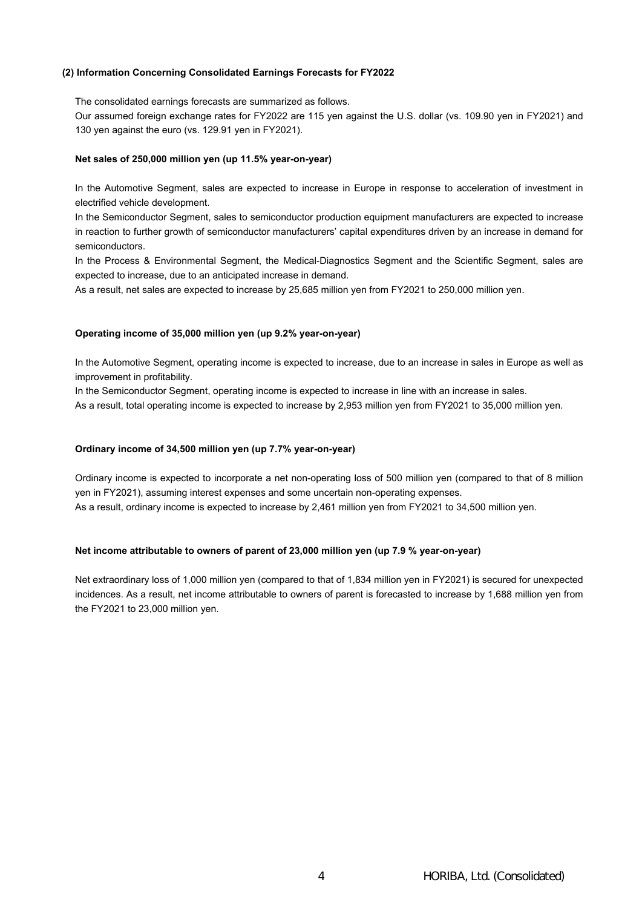### (2) Information Concerning Consolidated Earnings Forecasts for FY2022

The consolidated earnings forecasts are summarized as follows.

Our assumed foreign exchange rates for FY2022 are 115 yen against the U.S. dollar (vs. 109.90 yen in FY2021) and 130 yen against the euro (vs. 129.91 yen in FY2021).

**Net sales of 250,000 million yen (up 11.5% year-on-year)**

In the Automotive Segment, sales are expected to increase in Europe in response to acceleration of investment in electrified vehicle development.

In the Semiconductor Segment, sales to semiconductor production equipment manufacturers are expected to increase in reaction to further growth of semiconductor manufacturers' capital expenditures driven by an increase in demand for semiconductors.

In the Process & Environmental Segment, the Medical-Diagnostics Segment and the Scientific Segment, sales are expected to increase, due to an anticipated increase in demand.

As a result, net sales are expected to increase by 25,685 million yen from FY2021 to 250,000 million yen.

**Operating income of 35,000 million yen (up 9.2% year-on-year)**

In the Automotive Segment, operating income is expected to increase, due to an increase in sales in Europe as well as improvement in profitability.

In the Semiconductor Segment, operating income is expected to increase in line with an increase in sales.

As a result, total operating income is expected to increase by 2,953 million yen from FY2021 to 35,000 million yen.

**Ordinary income of 34,500 million yen (up 7.7% year-on-year)**

Ordinary income is expected to incorporate a net non-operating loss of 500 million yen (compared to that of 8 million yen in FY2021), assuming interest expenses and some uncertain non-operating expenses.

As a result, ordinary income is expected to increase by 2,461 million yen from FY2021 to 34,500 million yen.

**Net income attributable to owners of parent of 23,000 million yen (up 7.9 % year-on-year)**

Net extraordinary loss of 1,000 million yen (compared to that of 1,834 million yen in FY2021) is secured for unexpected incidences. As a result, net income attributable to owners of parent is forecasted to increase by 1,688 million yen from the FY2021 to 23,000 million yen.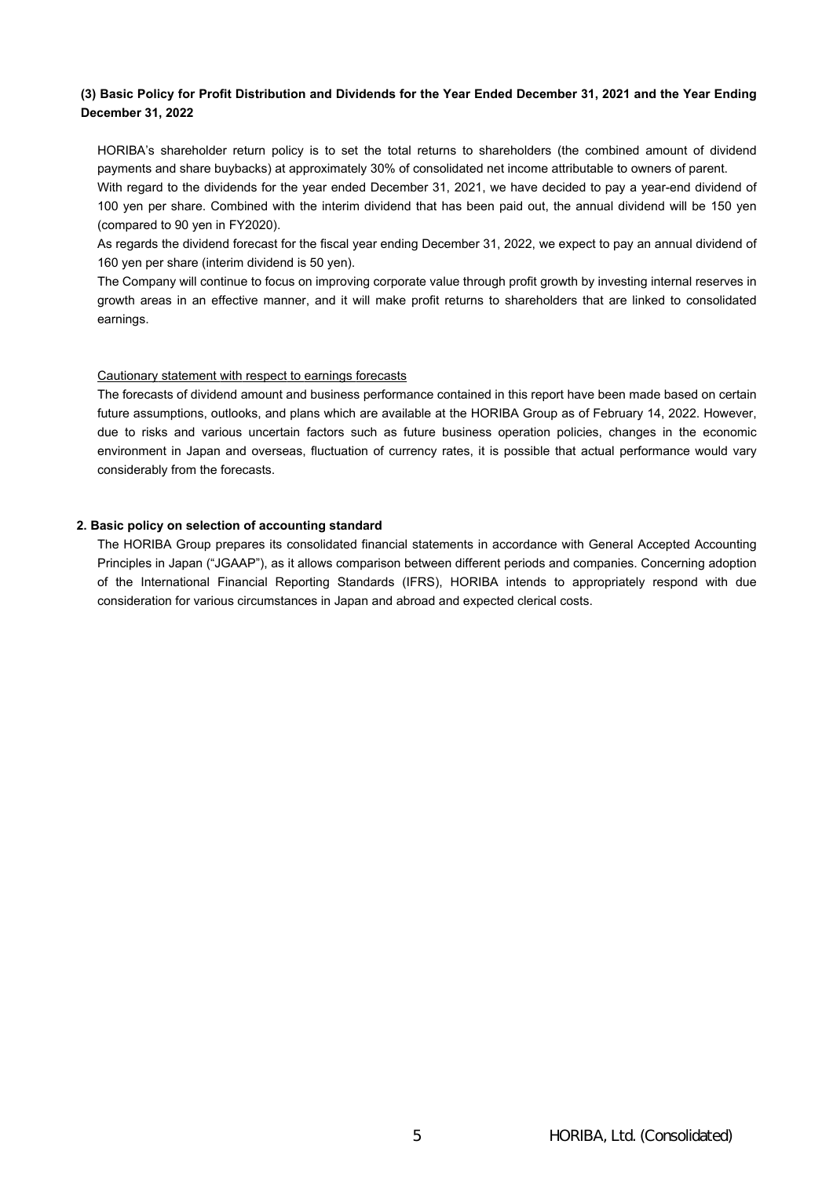### (3) Basic Policy for Profit Distribution and Dividends for the Year Ended December 31, 2021 and the Year Ending December 31, 2022

HORIBA's shareholder return policy is to set the total returns to shareholders (the combined amount of dividend payments and share buybacks) at approximately 30% of consolidated net income attributable to owners of parent.

With regard to the dividends for the year ended December 31, 2021, we have decided to pay a year-end dividend of 100 yen per share. Combined with the interim dividend that has been paid out, the annual dividend will be 150 yen (compared to 90 yen in FY2020).

As regards the dividend forecast for the fiscal year ending December 31, 2022, we expect to pay an annual dividend of 160 yen per share (interim dividend is 50 yen).

The Company will continue to focus on improving corporate value through profit growth by investing internal reserves in growth areas in an effective manner, and it will make profit returns to shareholders that are linked to consolidated earnings.

Cautionary statement with respect to earnings forecasts

The forecasts of dividend amount and business performance contained in this report have been made based on certain future assumptions, outlooks, and plans which are available at the HORIBA Group as of February 14, 2022. However, due to risks and various uncertain factors such as future business operation policies, changes in the economic environment in Japan and overseas, fluctuation of currency rates, it is possible that actual performance would vary considerably from the forecasts.

## 2. Basic policy on selection of accounting standard

The HORIBA Group prepares its consolidated financial statements in accordance with General Accepted Accounting Principles in Japan ("JGAAP"), as it allows comparison between different periods and companies. Concerning adoption of the International Financial Reporting Standards (IFRS), HORIBA intends to appropriately respond with due consideration for various circumstances in Japan and abroad and expected clerical costs.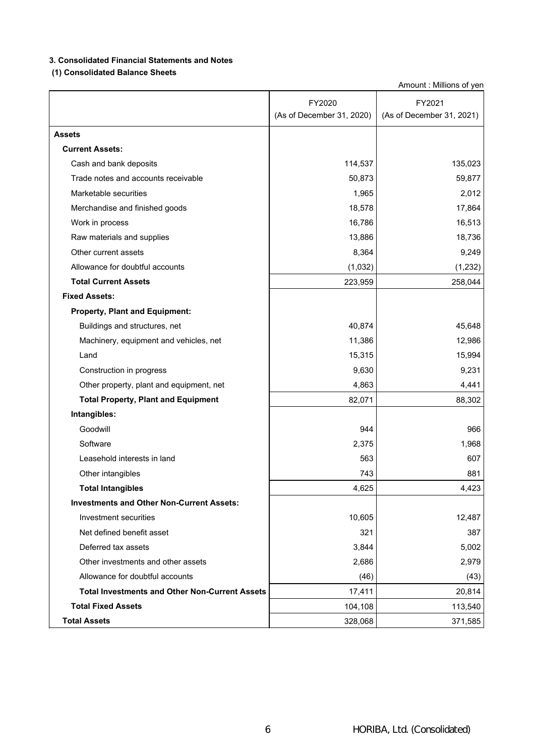### 3. Consolidated Financial Statements and Notes

#### (1) Consolidated Balance Sheets

Amount : Millions of yen

| | FY2020 (As of December 31, 2020) | FY2021 (As of December 31, 2021) |
|---|---|---|
| **Assets** | | |
| **Current Assets:** | | |
| Cash and bank deposits | 114,537 | 135,023 |
| Trade notes and accounts receivable | 50,873 | 59,877 |
| Marketable securities | 1,965 | 2,012 |
| Merchandise and finished goods | 18,578 | 17,864 |
| Work in process | 16,786 | 16,513 |
| Raw materials and supplies | 13,886 | 18,736 |
| Other current assets | 8,364 | 9,249 |
| Allowance for doubtful accounts | (1,032) | (1,232) |
| **Total Current Assets** | 223,959 | 258,044 |
| **Fixed Assets:** | | |
| **Property, Plant and Equipment:** | | |
| Buildings and structures, net | 40,874 | 45,648 |
| Machinery, equipment and vehicles, net | 11,386 | 12,986 |
| Land | 15,315 | 15,994 |
| Construction in progress | 9,630 | 9,231 |
| Other property, plant and equipment, net | 4,863 | 4,441 |
| **Total Property, Plant and Equipment** | 82,071 | 88,302 |
| **Intangibles:** | | |
| Goodwill | 944 | 966 |
| Software | 2,375 | 1,968 |
| Leasehold interests in land | 563 | 607 |
| Other intangibles | 743 | 881 |
| **Total Intangibles** | 4,625 | 4,423 |
| **Investments and Other Non-Current Assets:** | | |
| Investment securities | 10,605 | 12,487 |
| Net defined benefit asset | 321 | 387 |
| Deferred tax assets | 3,844 | 5,002 |
| Other investments and other assets | 2,686 | 2,979 |
| Allowance for doubtful accounts | (46) | (43) |
| **Total Investments and Other Non-Current Assets** | 17,411 | 20,814 |
| **Total Fixed Assets** | 104,108 | 113,540 |
| **Total Assets** | 328,068 | 371,585 |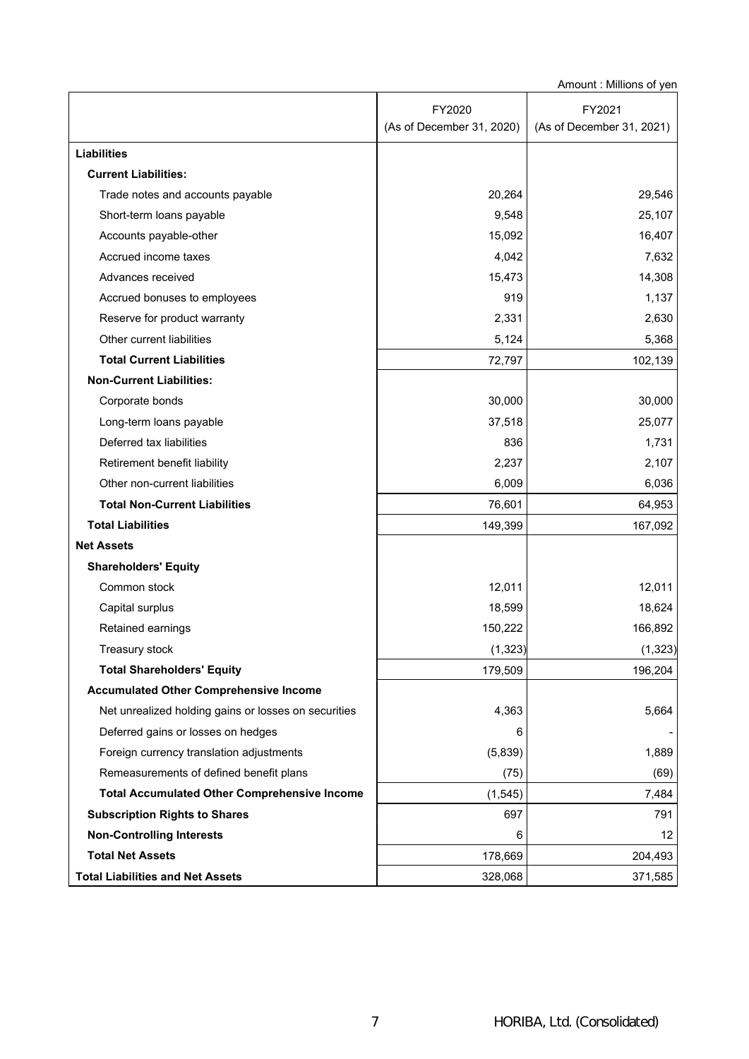Amount : Millions of yen

| | FY2020 (As of December 31, 2020) | FY2021 (As of December 31, 2021) |
|---|---|---|
| **Liabilities** | | |
| **Current Liabilities:** | | |
| Trade notes and accounts payable | 20,264 | 29,546 |
| Short-term loans payable | 9,548 | 25,107 |
| Accounts payable-other | 15,092 | 16,407 |
| Accrued income taxes | 4,042 | 7,632 |
| Advances received | 15,473 | 14,308 |
| Accrued bonuses to employees | 919 | 1,137 |
| Reserve for product warranty | 2,331 | 2,630 |
| Other current liabilities | 5,124 | 5,368 |
| **Total Current Liabilities** | 72,797 | 102,139 |
| **Non-Current Liabilities:** | | |
| Corporate bonds | 30,000 | 30,000 |
| Long-term loans payable | 37,518 | 25,077 |
| Deferred tax liabilities | 836 | 1,731 |
| Retirement benefit liability | 2,237 | 2,107 |
| Other non-current liabilities | 6,009 | 6,036 |
| **Total Non-Current Liabilities** | 76,601 | 64,953 |
| **Total Liabilities** | 149,399 | 167,092 |
| **Net Assets** | | |
| **Shareholders' Equity** | | |
| Common stock | 12,011 | 12,011 |
| Capital surplus | 18,599 | 18,624 |
| Retained earnings | 150,222 | 166,892 |
| Treasury stock | (1,323) | (1,323) |
| **Total Shareholders' Equity** | 179,509 | 196,204 |
| **Accumulated Other Comprehensive Income** | | |
| Net unrealized holding gains or losses on securities | 4,363 | 5,664 |
| Deferred gains or losses on hedges | 6 | - |
| Foreign currency translation adjustments | (5,839) | 1,889 |
| Remeasurements of defined benefit plans | (75) | (69) |
| **Total Accumulated Other Comprehensive Income** | (1,545) | 7,484 |
| **Subscription Rights to Shares** | 697 | 791 |
| **Non-Controlling Interests** | 6 | 12 |
| **Total Net Assets** | 178,669 | 204,493 |
| **Total Liabilities and Net Assets** | 328,068 | 371,585 |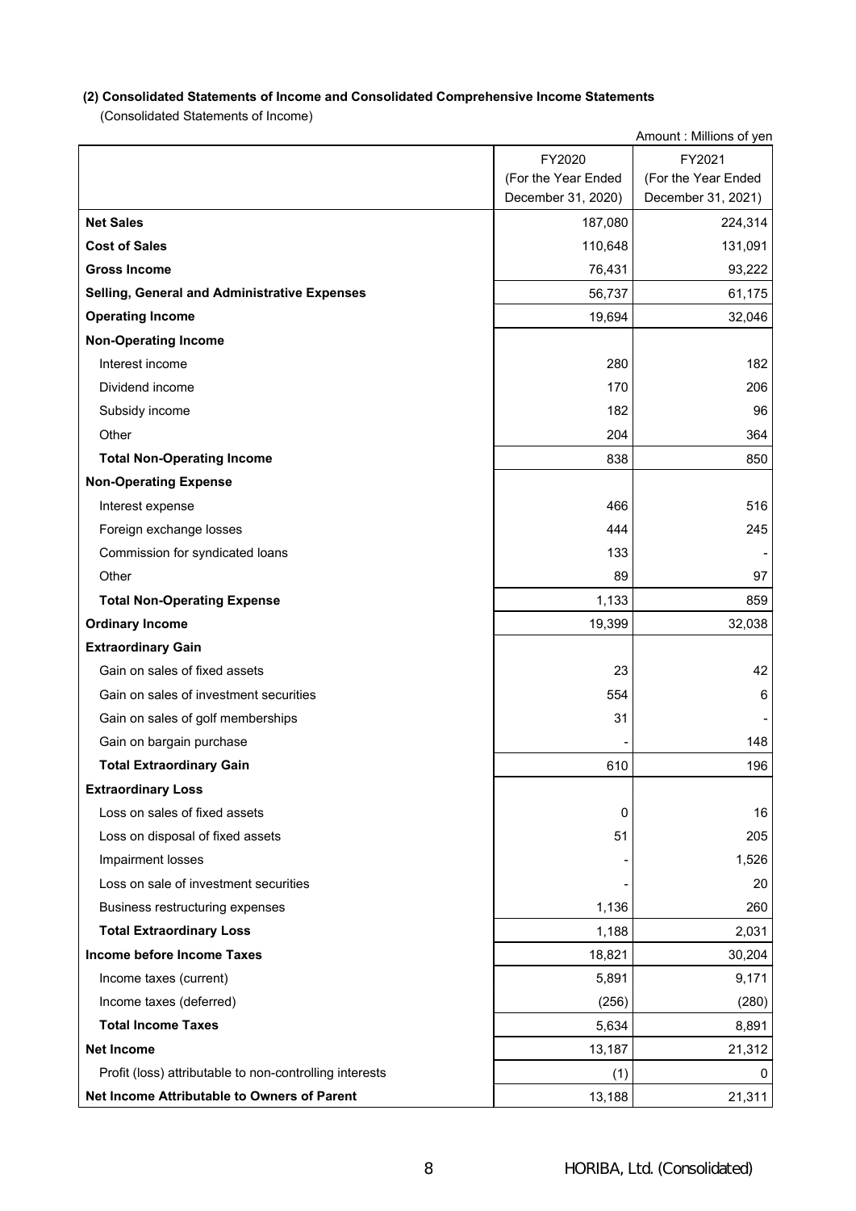**(2) Consolidated Statements of Income and Consolidated Comprehensive Income Statements**

(Consolidated Statements of Income)

Amount : Millions of yen

| | FY2020 (For the Year Ended December 31, 2020) | FY2021 (For the Year Ended December 31, 2021) |
|---|---|---|
| **Net Sales** | 187,080 | 224,314 |
| **Cost of Sales** | 110,648 | 131,091 |
| **Gross Income** | 76,431 | 93,222 |
| **Selling, General and Administrative Expenses** | 56,737 | 61,175 |
| **Operating Income** | 19,694 | 32,046 |
| **Non-Operating Income** | | |
| Interest income | 280 | 182 |
| Dividend income | 170 | 206 |
| Subsidy income | 182 | 96 |
| Other | 204 | 364 |
| **Total Non-Operating Income** | 838 | 850 |
| **Non-Operating Expense** | | |
| Interest expense | 466 | 516 |
| Foreign exchange losses | 444 | 245 |
| Commission for syndicated loans | 133 | - |
| Other | 89 | 97 |
| **Total Non-Operating Expense** | 1,133 | 859 |
| **Ordinary Income** | 19,399 | 32,038 |
| **Extraordinary Gain** | | |
| Gain on sales of fixed assets | 23 | 42 |
| Gain on sales of investment securities | 554 | 6 |
| Gain on sales of golf memberships | 31 | - |
| Gain on bargain purchase | - | 148 |
| **Total Extraordinary Gain** | 610 | 196 |
| **Extraordinary Loss** | | |
| Loss on sales of fixed assets | 0 | 16 |
| Loss on disposal of fixed assets | 51 | 205 |
| Impairment losses | - | 1,526 |
| Loss on sale of investment securities | - | 20 |
| Business restructuring expenses | 1,136 | 260 |
| **Total Extraordinary Loss** | 1,188 | 2,031 |
| **Income before Income Taxes** | 18,821 | 30,204 |
| Income taxes (current) | 5,891 | 9,171 |
| Income taxes (deferred) | (256) | (280) |
| **Total Income Taxes** | 5,634 | 8,891 |
| **Net Income** | 13,187 | 21,312 |
| Profit (loss) attributable to non-controlling interests | (1) | 0 |
| **Net Income Attributable to Owners of Parent** | 13,188 | 21,311 |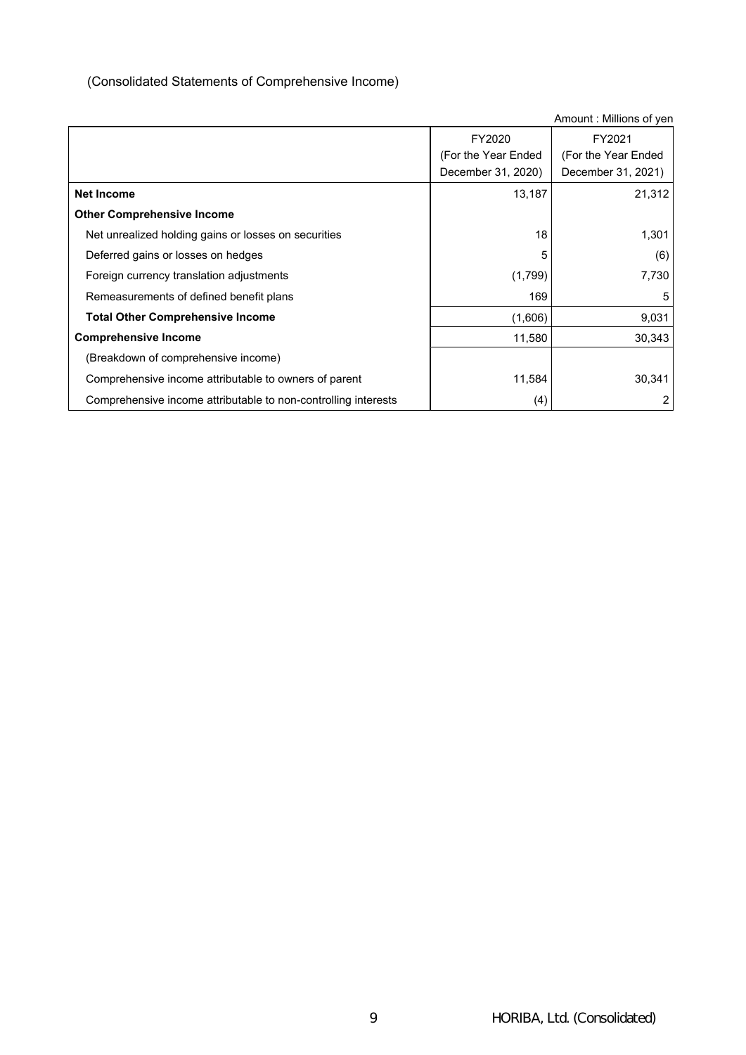(Consolidated Statements of Comprehensive Income)

Amount : Millions of yen

| | FY2020 (For the Year Ended December 31, 2020) | FY2021 (For the Year Ended December 31, 2021) |
|---|---|---|
| **Net Income** | 13,187 | 21,312 |
| **Other Comprehensive Income** | | |
| Net unrealized holding gains or losses on securities | 18 | 1,301 |
| Deferred gains or losses on hedges | 5 | (6) |
| Foreign currency translation adjustments | (1,799) | 7,730 |
| Remeasurements of defined benefit plans | 169 | 5 |
| **Total Other Comprehensive Income** | (1,606) | 9,031 |
| **Comprehensive Income** | 11,580 | 30,343 |
| (Breakdown of comprehensive income) | | |
| Comprehensive income attributable to owners of parent | 11,584 | 30,341 |
| Comprehensive income attributable to non-controlling interests | (4) | 2 |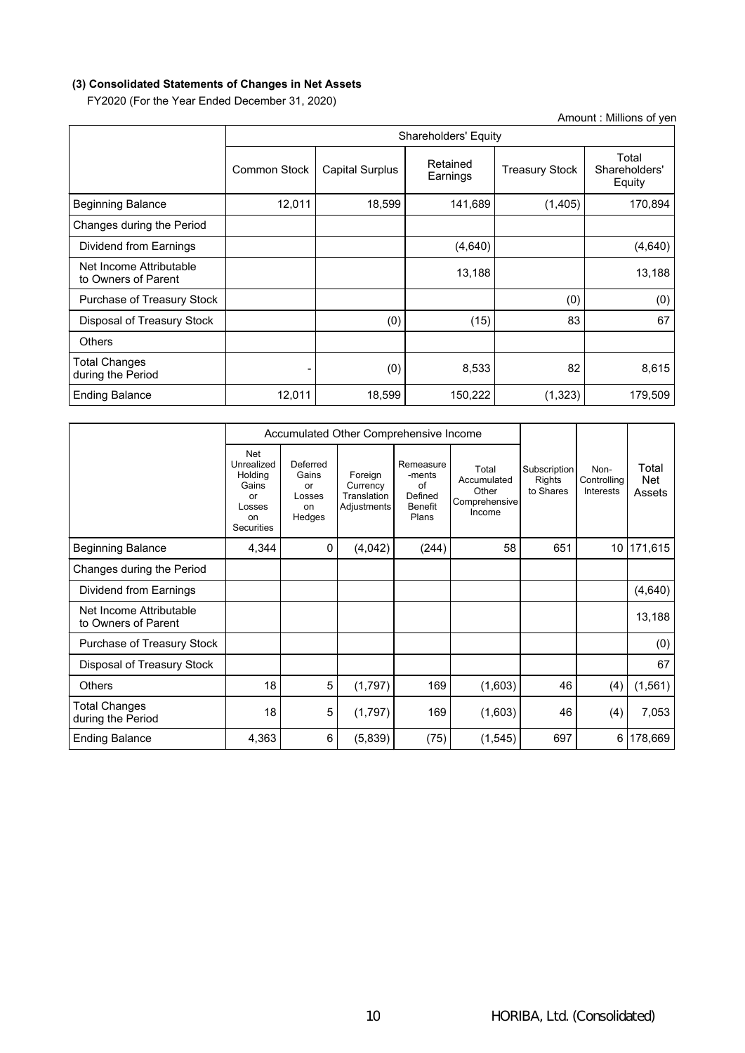### (3) Consolidated Statements of Changes in Net Assets

FY2020 (For the Year Ended December 31, 2020)

Amount : Millions of yen

| | Shareholders' Equity | | | | |
|---|---|---|---|---|---|
| | Common Stock | Capital Surplus | Retained Earnings | Treasury Stock | Total Shareholders' Equity |
| Beginning Balance | 12,011 | 18,599 | 141,689 | (1,405) | 170,894 |
| Changes during the Period | | | | | |
| Dividend from Earnings | | | (4,640) | | (4,640) |
| Net Income Attributable to Owners of Parent | | | 13,188 | | 13,188 |
| Purchase of Treasury Stock | | | | (0) | (0) |
| Disposal of Treasury Stock | | (0) | (15) | 83 | 67 |
| Others | | | | | |
| Total Changes during the Period | - | (0) | 8,533 | 82 | 8,615 |
| Ending Balance | 12,011 | 18,599 | 150,222 | (1,323) | 179,509 |

| | Accumulated Other Comprehensive Income | | | | | | | |
|---|---|---|---|---|---|---|---|---|
| | Net Unrealized Holding Gains or Losses on Securities | Deferred Gains or Losses on Hedges | Foreign Currency Translation Adjustments | Remeasure-ments of Defined Benefit Plans | Total Accumulated Other Comprehensive Income | Subscription Rights to Shares | Non-Controlling Interests | Total Net Assets |
| Beginning Balance | 4,344 | 0 | (4,042) | (244) | 58 | 651 | 10 | 171,615 |
| Changes during the Period | | | | | | | | |
| Dividend from Earnings | | | | | | | | (4,640) |
| Net Income Attributable to Owners of Parent | | | | | | | | 13,188 |
| Purchase of Treasury Stock | | | | | | | | (0) |
| Disposal of Treasury Stock | | | | | | | | 67 |
| Others | 18 | 5 | (1,797) | 169 | (1,603) | 46 | (4) | (1,561) |
| Total Changes during the Period | 18 | 5 | (1,797) | 169 | (1,603) | 46 | (4) | 7,053 |
| Ending Balance | 4,363 | 6 | (5,839) | (75) | (1,545) | 697 | 6 | 178,669 |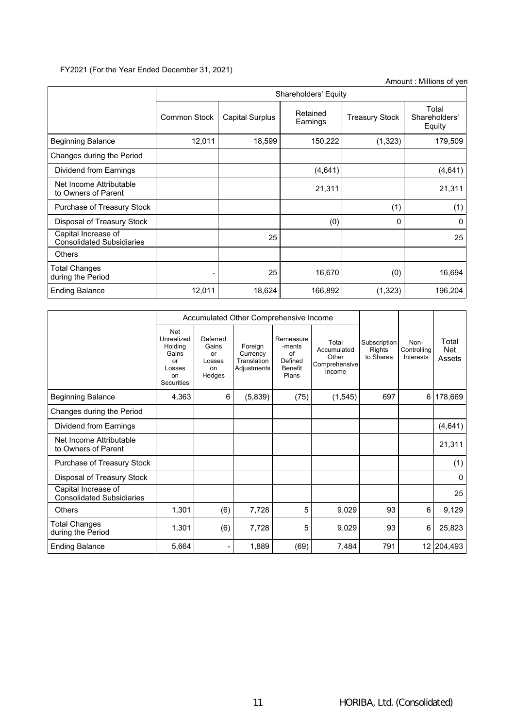FY2021 (For the Year Ended December 31, 2021)

Amount : Millions of yen

| | Shareholders' Equity | | | | |
|---|---|---|---|---|---|
| | Common Stock | Capital Surplus | Retained Earnings | Treasury Stock | Total Shareholders' Equity |
| Beginning Balance | 12,011 | 18,599 | 150,222 | (1,323) | 179,509 |
| Changes during the Period | | | | | |
| Dividend from Earnings | | | (4,641) | | (4,641) |
| Net Income Attributable to Owners of Parent | | | 21,311 | | 21,311 |
| Purchase of Treasury Stock | | | | (1) | (1) |
| Disposal of Treasury Stock | | | (0) | 0 | 0 |
| Capital Increase of Consolidated Subsidiaries | | 25 | | | 25 |
| Others | | | | | |
| Total Changes during the Period | - | 25 | 16,670 | (0) | 16,694 |
| Ending Balance | 12,011 | 18,624 | 166,892 | (1,323) | 196,204 |

| | Accumulated Other Comprehensive Income | | | | | | | |
|---|---|---|---|---|---|---|---|---|
| | Net Unrealized Holding Gains or Losses on Securities | Deferred Gains or Losses on Hedges | Foreign Currency Translation Adjustments | Remeasurements of Defined Benefit Plans | Total Accumulated Other Comprehensive Income | Subscription Rights to Shares | Non-Controlling Interests | Total Net Assets |
| Beginning Balance | 4,363 | 6 | (5,839) | (75) | (1,545) | 697 | 6 | 178,669 |
| Changes during the Period | | | | | | | | |
| Dividend from Earnings | | | | | | | | (4,641) |
| Net Income Attributable to Owners of Parent | | | | | | | | 21,311 |
| Purchase of Treasury Stock | | | | | | | | (1) |
| Disposal of Treasury Stock | | | | | | | | 0 |
| Capital Increase of Consolidated Subsidiaries | | | | | | | | 25 |
| Others | 1,301 | (6) | 7,728 | 5 | 9,029 | 93 | 6 | 9,129 |
| Total Changes during the Period | 1,301 | (6) | 7,728 | 5 | 9,029 | 93 | 6 | 25,823 |
| Ending Balance | 5,664 | - | 1,889 | (69) | 7,484 | 791 | 12 | 204,493 |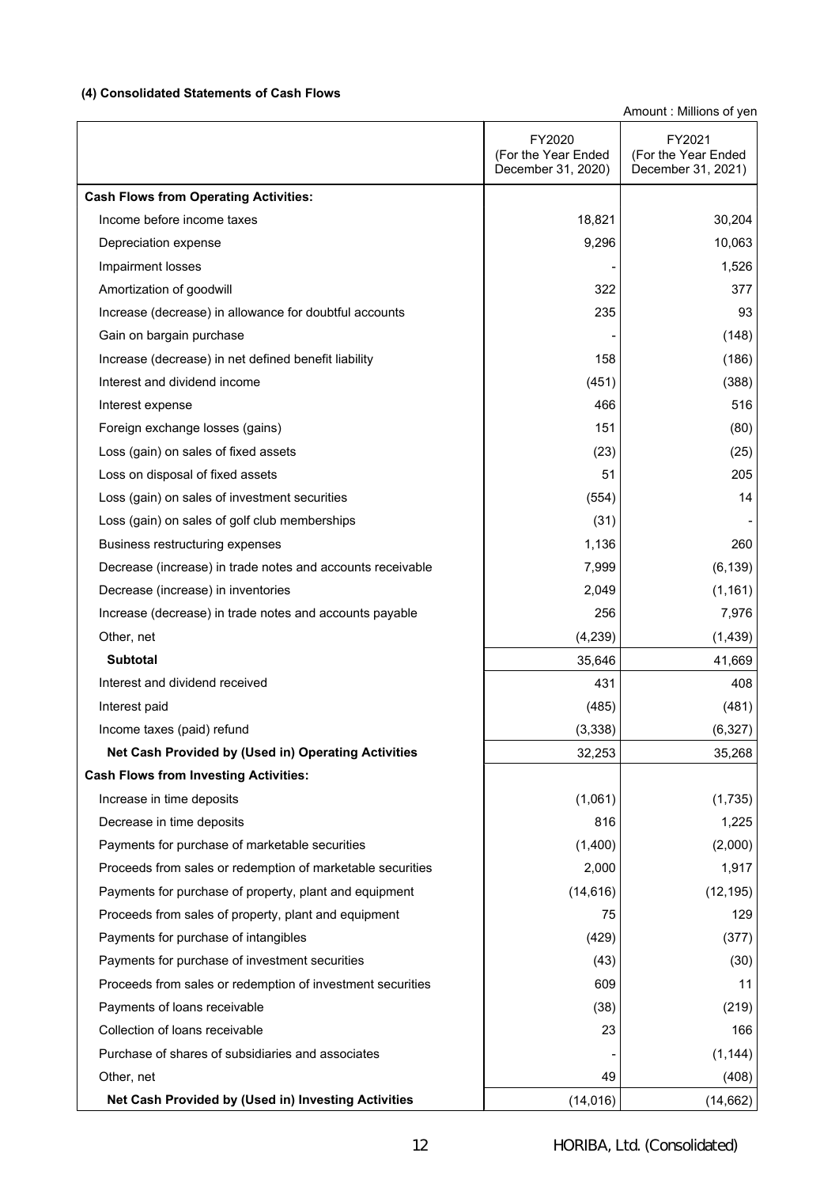#### (4) Consolidated Statements of Cash Flows

Amount : Millions of yen

| | FY2020 (For the Year Ended December 31, 2020) | FY2021 (For the Year Ended December 31, 2021) |
|---|---|---|
| **Cash Flows from Operating Activities:** | | |
| Income before income taxes | 18,821 | 30,204 |
| Depreciation expense | 9,296 | 10,063 |
| Impairment losses | - | 1,526 |
| Amortization of goodwill | 322 | 377 |
| Increase (decrease) in allowance for doubtful accounts | 235 | 93 |
| Gain on bargain purchase | - | (148) |
| Increase (decrease) in net defined benefit liability | 158 | (186) |
| Interest and dividend income | (451) | (388) |
| Interest expense | 466 | 516 |
| Foreign exchange losses (gains) | 151 | (80) |
| Loss (gain) on sales of fixed assets | (23) | (25) |
| Loss on disposal of fixed assets | 51 | 205 |
| Loss (gain) on sales of investment securities | (554) | 14 |
| Loss (gain) on sales of golf club memberships | (31) | - |
| Business restructuring expenses | 1,136 | 260 |
| Decrease (increase) in trade notes and accounts receivable | 7,999 | (6,139) |
| Decrease (increase) in inventories | 2,049 | (1,161) |
| Increase (decrease) in trade notes and accounts payable | 256 | 7,976 |
| Other, net | (4,239) | (1,439) |
| **Subtotal** | 35,646 | 41,669 |
| Interest and dividend received | 431 | 408 |
| Interest paid | (485) | (481) |
| Income taxes (paid) refund | (3,338) | (6,327) |
| **Net Cash Provided by (Used in) Operating Activities** | 32,253 | 35,268 |
| **Cash Flows from Investing Activities:** | | |
| Increase in time deposits | (1,061) | (1,735) |
| Decrease in time deposits | 816 | 1,225 |
| Payments for purchase of marketable securities | (1,400) | (2,000) |
| Proceeds from sales or redemption of marketable securities | 2,000 | 1,917 |
| Payments for purchase of property, plant and equipment | (14,616) | (12,195) |
| Proceeds from sales of property, plant and equipment | 75 | 129 |
| Payments for purchase of intangibles | (429) | (377) |
| Payments for purchase of investment securities | (43) | (30) |
| Proceeds from sales or redemption of investment securities | 609 | 11 |
| Payments of loans receivable | (38) | (219) |
| Collection of loans receivable | 23 | 166 |
| Purchase of shares of subsidiaries and associates | - | (1,144) |
| Other, net | 49 | (408) |
| **Net Cash Provided by (Used in) Investing Activities** | (14,016) | (14,662) |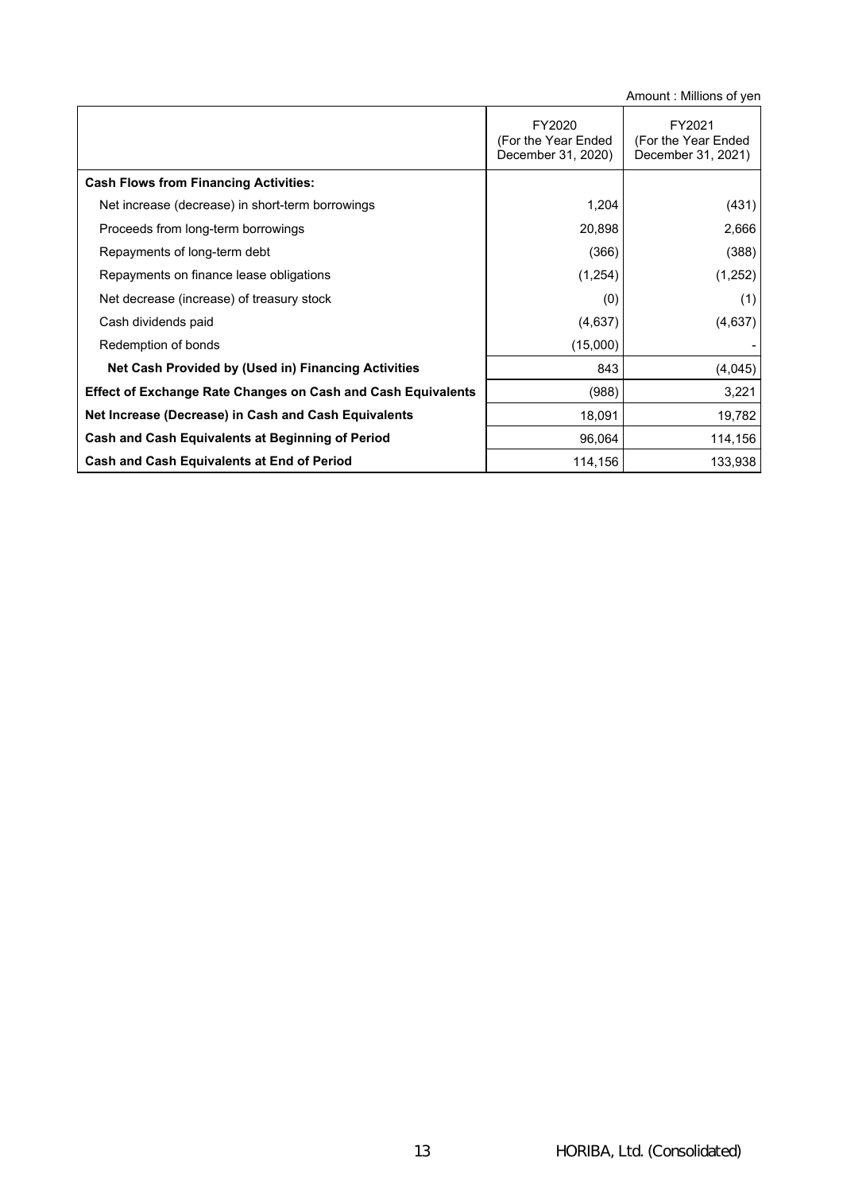Amount : Millions of yen

| | FY2020 (For the Year Ended December 31, 2020) | FY2021 (For the Year Ended December 31, 2021) |
|---|---|---|
| **Cash Flows from Financing Activities:** | | |
| Net increase (decrease) in short-term borrowings | 1,204 | (431) |
| Proceeds from long-term borrowings | 20,898 | 2,666 |
| Repayments of long-term debt | (366) | (388) |
| Repayments on finance lease obligations | (1,254) | (1,252) |
| Net decrease (increase) of treasury stock | (0) | (1) |
| Cash dividends paid | (4,637) | (4,637) |
| Redemption of bonds | (15,000) | - |
| **Net Cash Provided by (Used in) Financing Activities** | 843 | (4,045) |
| **Effect of Exchange Rate Changes on Cash and Cash Equivalents** | (988) | 3,221 |
| **Net Increase (Decrease) in Cash and Cash Equivalents** | 18,091 | 19,782 |
| **Cash and Cash Equivalents at Beginning of Period** | 96,064 | 114,156 |
| **Cash and Cash Equivalents at End of Period** | 114,156 | 133,938 |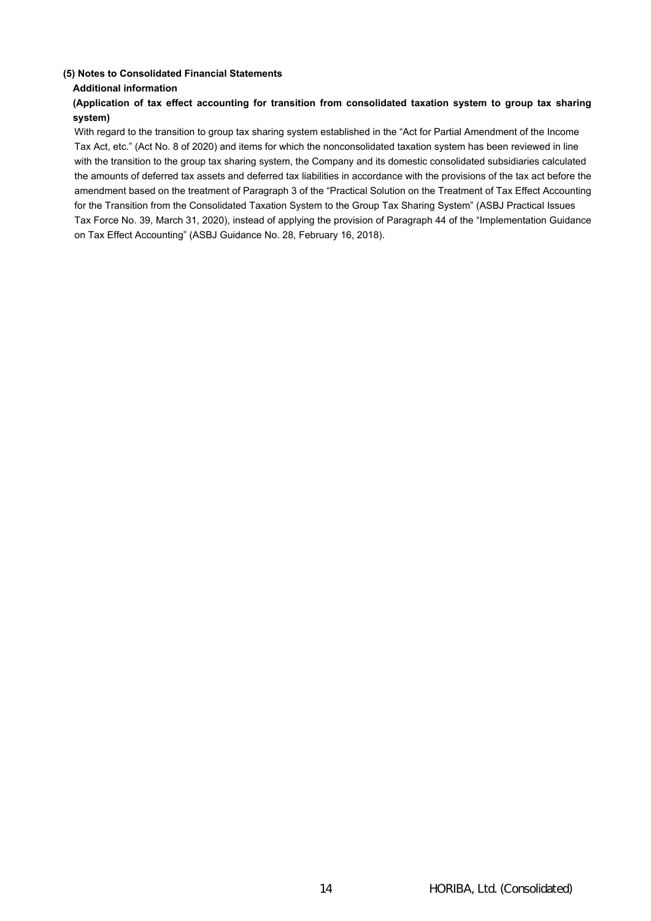### (5) Notes to Consolidated Financial Statements

**Additional information**

**(Application of tax effect accounting for transition from consolidated taxation system to group tax sharing system)**

With regard to the transition to group tax sharing system established in the "Act for Partial Amendment of the Income Tax Act, etc." (Act No. 8 of 2020) and items for which the nonconsolidated taxation system has been reviewed in line with the transition to the group tax sharing system, the Company and its domestic consolidated subsidiaries calculated the amounts of deferred tax assets and deferred tax liabilities in accordance with the provisions of the tax act before the amendment based on the treatment of Paragraph 3 of the "Practical Solution on the Treatment of Tax Effect Accounting for the Transition from the Consolidated Taxation System to the Group Tax Sharing System" (ASBJ Practical Issues Tax Force No. 39, March 31, 2020), instead of applying the provision of Paragraph 44 of the "Implementation Guidance on Tax Effect Accounting" (ASBJ Guidance No. 28, February 16, 2018).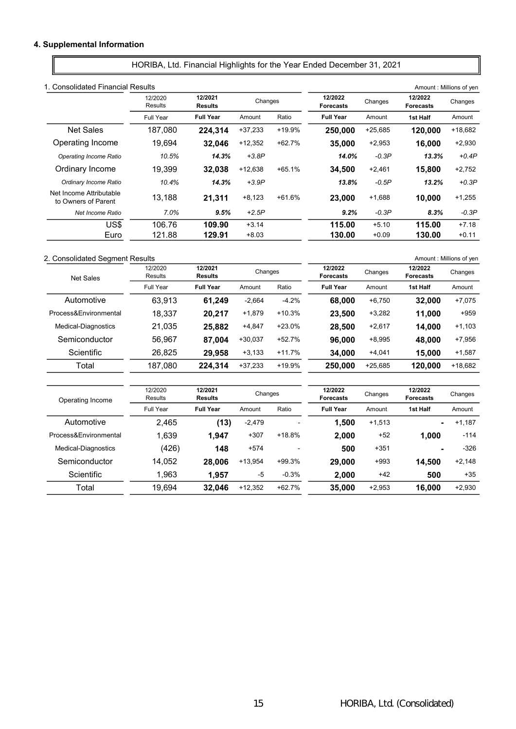## 4. Supplemental Information

### HORIBA, Ltd. Financial Highlights for the Year Ended December 31, 2021

1. Consolidated Financial Results

Amount : Millions of yen

| | 12/2020 Results | **12/2021 Results** | Changes | | **12/2022 Forecasts** | Changes | **12/2022 Forecasts** | Changes |
|---|---|---|---|---|---|---|---|---|
| | Full Year | **Full Year** | Amount | Ratio | **Full Year** | Amount | **1st Half** | Amount |
| Net Sales | 187,080 | **224,314** | +37,233 | +19.9% | **250,000** | +25,685 | **120,000** | +18,682 |
| Operating Income | 19,694 | **32,046** | +12,352 | +62.7% | **35,000** | +2,953 | **16,000** | +2,930 |
| *Operating Income Ratio* | *10.5%* | ***14.3%*** | *+3.8P* | | ***14.0%*** | *-0.3P* | ***13.3%*** | *+0.4P* |
| Ordinary Income | 19,399 | **32,038** | +12,638 | +65.1% | **34,500** | +2,461 | **15,800** | +2,752 |
| *Ordinary Income Ratio* | *10.4%* | ***14.3%*** | *+3.9P* | | ***13.8%*** | *-0.5P* | ***13.2%*** | *+0.3P* |
| Net Income Attributable to Owners of Parent | 13,188 | **21,311** | +8,123 | +61.6% | **23,000** | +1,688 | **10,000** | +1,255 |
| *Net Income Ratio* | *7.0%* | ***9.5%*** | *+2.5P* | | ***9.2%*** | *-0.3P* | ***8.3%*** | *-0.3P* |
| US$ | 106.76 | **109.90** | +3.14 | | **115.00** | +5.10 | **115.00** | +7.18 |
| Euro | 121.88 | **129.91** | +8.03 | | **130.00** | +0.09 | **130.00** | +0.11 |

2. Consolidated Segment Results

Amount : Millions of yen

| Net Sales | 12/2020 Results | **12/2021 Results** | Changes | | **12/2022 Forecasts** | Changes | **12/2022 Forecasts** | Changes |
|---|---|---|---|---|---|---|---|---|
| | Full Year | **Full Year** | Amount | Ratio | **Full Year** | Amount | **1st Half** | Amount |
| Automotive | 63,913 | **61,249** | -2,664 | -4.2% | **68,000** | +6,750 | **32,000** | +7,075 |
| Process&Environmental | 18,337 | **20,217** | +1,879 | +10.3% | **23,500** | +3,282 | **11,000** | +959 |
| Medical-Diagnostics | 21,035 | **25,882** | +4,847 | +23.0% | **28,500** | +2,617 | **14,000** | +1,103 |
| Semiconductor | 56,967 | **87,004** | +30,037 | +52.7% | **96,000** | +8,995 | **48,000** | +7,956 |
| Scientific | 26,825 | **29,958** | +3,133 | +11.7% | **34,000** | +4,041 | **15,000** | +1,587 |
| Total | 187,080 | **224,314** | +37,233 | +19.9% | **250,000** | +25,685 | **120,000** | +18,682 |

| Operating Income | 12/2020 Results | **12/2021 Results** | Changes | | **12/2022 Forecasts** | Changes | **12/2022 Forecasts** | Changes |
|---|---|---|---|---|---|---|---|---|
| | Full Year | **Full Year** | Amount | Ratio | **Full Year** | Amount | **1st Half** | Amount |
| Automotive | 2,465 | **(13)** | -2,479 | - | **1,500** | +1,513 | **-** | +1,187 |
| Process&Environmental | 1,639 | **1,947** | +307 | +18.8% | **2,000** | +52 | **1,000** | -114 |
| Medical-Diagnostics | (426) | **148** | +574 | - | **500** | +351 | **-** | -326 |
| Semiconductor | 14,052 | **28,006** | +13,954 | +99.3% | **29,000** | +993 | **14,500** | +2,148 |
| Scientific | 1,963 | **1,957** | -5 | -0.3% | **2,000** | +42 | **500** | +35 |
| Total | 19,694 | **32,046** | +12,352 | +62.7% | **35,000** | +2,953 | **16,000** | +2,930 |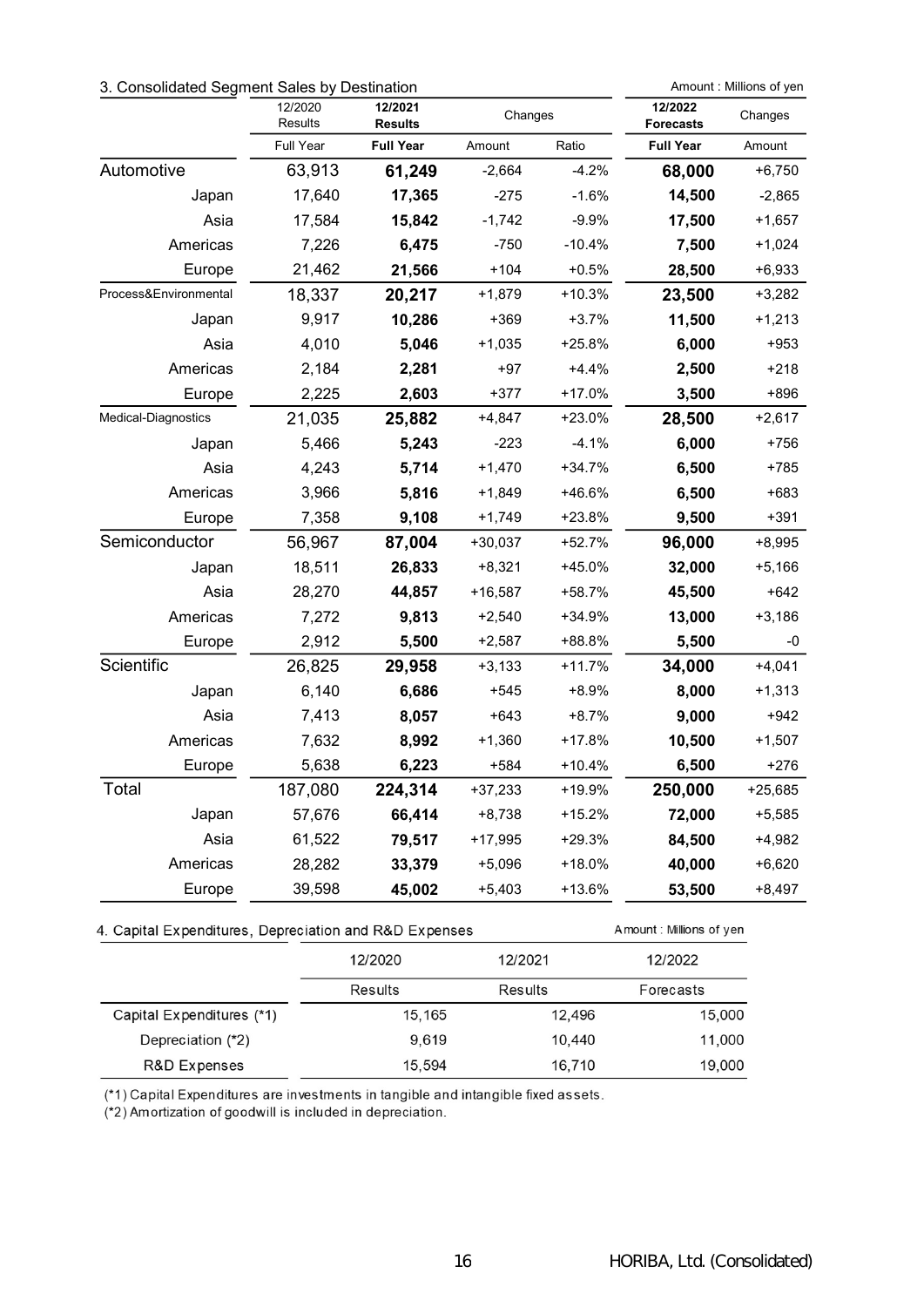## 3. Consolidated Segment Sales by Destination

Amount : Millions of yen

| | 12/2020 Results | 12/2021 Results | Changes | | 12/2022 Forecasts | Changes |
|---|---|---|---|---|---|---|
| | Full Year | **Full Year** | Amount | Ratio | **Full Year** | Amount |
| Automotive | 63,913 | **61,249** | -2,664 | -4.2% | **68,000** | +6,750 |
| Japan | 17,640 | **17,365** | -275 | -1.6% | **14,500** | -2,865 |
| Asia | 17,584 | **15,842** | -1,742 | -9.9% | **17,500** | +1,657 |
| Americas | 7,226 | **6,475** | -750 | -10.4% | **7,500** | +1,024 |
| Europe | 21,462 | **21,566** | +104 | +0.5% | **28,500** | +6,933 |
| Process&Environmental | 18,337 | **20,217** | +1,879 | +10.3% | **23,500** | +3,282 |
| Japan | 9,917 | **10,286** | +369 | +3.7% | **11,500** | +1,213 |
| Asia | 4,010 | **5,046** | +1,035 | +25.8% | **6,000** | +953 |
| Americas | 2,184 | **2,281** | +97 | +4.4% | **2,500** | +218 |
| Europe | 2,225 | **2,603** | +377 | +17.0% | **3,500** | +896 |
| Medical-Diagnostics | 21,035 | **25,882** | +4,847 | +23.0% | **28,500** | +2,617 |
| Japan | 5,466 | **5,243** | -223 | -4.1% | **6,000** | +756 |
| Asia | 4,243 | **5,714** | +1,470 | +34.7% | **6,500** | +785 |
| Americas | 3,966 | **5,816** | +1,849 | +46.6% | **6,500** | +683 |
| Europe | 7,358 | **9,108** | +1,749 | +23.8% | **9,500** | +391 |
| Semiconductor | 56,967 | **87,004** | +30,037 | +52.7% | **96,000** | +8,995 |
| Japan | 18,511 | **26,833** | +8,321 | +45.0% | **32,000** | +5,166 |
| Asia | 28,270 | **44,857** | +16,587 | +58.7% | **45,500** | +642 |
| Americas | 7,272 | **9,813** | +2,540 | +34.9% | **13,000** | +3,186 |
| Europe | 2,912 | **5,500** | +2,587 | +88.8% | **5,500** | -0 |
| Scientific | 26,825 | **29,958** | +3,133 | +11.7% | **34,000** | +4,041 |
| Japan | 6,140 | **6,686** | +545 | +8.9% | **8,000** | +1,313 |
| Asia | 7,413 | **8,057** | +643 | +8.7% | **9,000** | +942 |
| Americas | 7,632 | **8,992** | +1,360 | +17.8% | **10,500** | +1,507 |
| Europe | 5,638 | **6,223** | +584 | +10.4% | **6,500** | +276 |
| Total | 187,080 | **224,314** | +37,233 | +19.9% | **250,000** | +25,685 |
| Japan | 57,676 | **66,414** | +8,738 | +15.2% | **72,000** | +5,585 |
| Asia | 61,522 | **79,517** | +17,995 | +29.3% | **84,500** | +4,982 |
| Americas | 28,282 | **33,379** | +5,096 | +18.0% | **40,000** | +6,620 |
| Europe | 39,598 | **45,002** | +5,403 | +13.6% | **53,500** | +8,497 |

## 4. Capital Expenditures, Depreciation and R&D Expenses

Amount : Millions of yen

| | 12/2020 | 12/2021 | 12/2022 |
|---|---|---|---|
| | Results | Results | Forecasts |
| Capital Expenditures (*1) | 15,165 | 12,496 | 15,000 |
| Depreciation (*2) | 9,619 | 10,440 | 11,000 |
| R&D Expenses | 15,594 | 16,710 | 19,000 |

(*1) Capital Expenditures are investments in tangible and intangible fixed assets.
(*2) Amortization of goodwill is included in depreciation.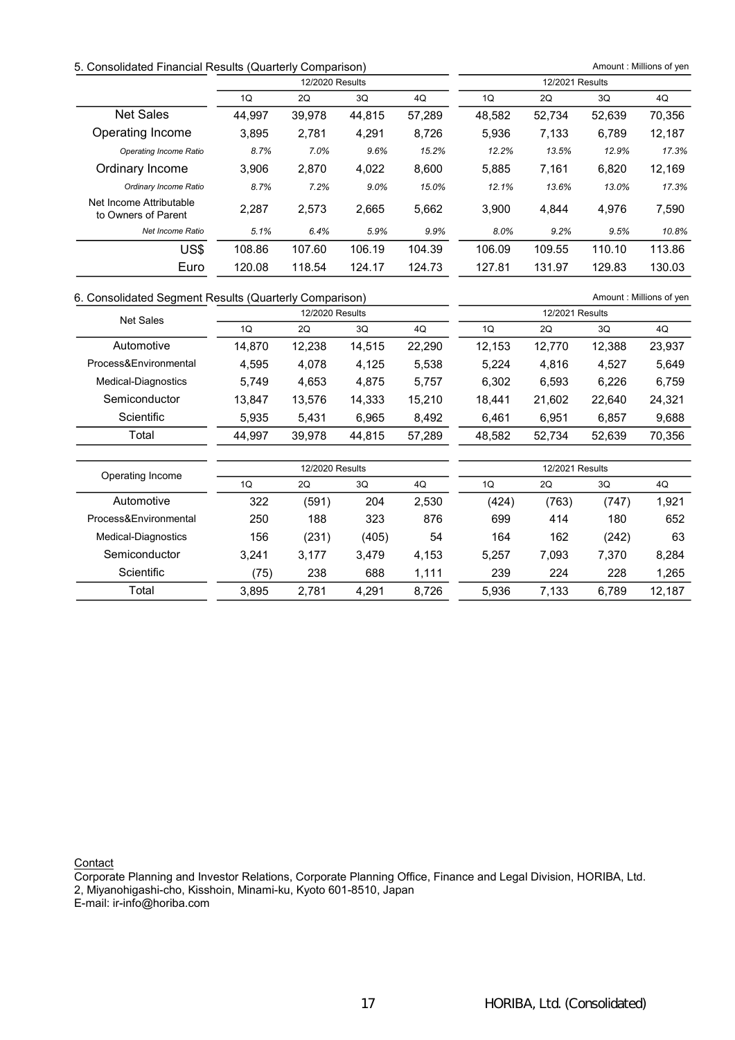## 5. Consolidated Financial Results (Quarterly Comparison)

Amount : Millions of yen

| | 12/2020 Results | | | | 12/2021 Results | | | |
|---|---|---|---|---|---|---|---|---|
| | 1Q | 2Q | 3Q | 4Q | 1Q | 2Q | 3Q | 4Q |
| Net Sales | 44,997 | 39,978 | 44,815 | 57,289 | 48,582 | 52,734 | 52,639 | 70,356 |
| Operating Income | 3,895 | 2,781 | 4,291 | 8,726 | 5,936 | 7,133 | 6,789 | 12,187 |
| *Operating Income Ratio* | *8.7%* | *7.0%* | *9.6%* | *15.2%* | *12.2%* | *13.5%* | *12.9%* | *17.3%* |
| Ordinary Income | 3,906 | 2,870 | 4,022 | 8,600 | 5,885 | 7,161 | 6,820 | 12,169 |
| *Ordinary Income Ratio* | *8.7%* | *7.2%* | *9.0%* | *15.0%* | *12.1%* | *13.6%* | *13.0%* | *17.3%* |
| Net Income Attributable to Owners of Parent | 2,287 | 2,573 | 2,665 | 5,662 | 3,900 | 4,844 | 4,976 | 7,590 |
| *Net Income Ratio* | *5.1%* | *6.4%* | *5.9%* | *9.9%* | *8.0%* | *9.2%* | *9.5%* | *10.8%* |
| US$ | 108.86 | 107.60 | 106.19 | 104.39 | 106.09 | 109.55 | 110.10 | 113.86 |
| Euro | 120.08 | 118.54 | 124.17 | 124.73 | 127.81 | 131.97 | 129.83 | 130.03 |

## 6. Consolidated Segment Results (Quarterly Comparison)

Amount : Millions of yen

| Net Sales | 12/2020 Results | | | | 12/2021 Results | | | |
|---|---|---|---|---|---|---|---|---|
| | 1Q | 2Q | 3Q | 4Q | 1Q | 2Q | 3Q | 4Q |
| Automotive | 14,870 | 12,238 | 14,515 | 22,290 | 12,153 | 12,770 | 12,388 | 23,937 |
| Process&Environmental | 4,595 | 4,078 | 4,125 | 5,538 | 5,224 | 4,816 | 4,527 | 5,649 |
| Medical-Diagnostics | 5,749 | 4,653 | 4,875 | 5,757 | 6,302 | 6,593 | 6,226 | 6,759 |
| Semiconductor | 13,847 | 13,576 | 14,333 | 15,210 | 18,441 | 21,602 | 22,640 | 24,321 |
| Scientific | 5,935 | 5,431 | 6,965 | 8,492 | 6,461 | 6,951 | 6,857 | 9,688 |
| Total | 44,997 | 39,978 | 44,815 | 57,289 | 48,582 | 52,734 | 52,639 | 70,356 |

| Operating Income | 12/2020 Results | | | | 12/2021 Results | | | |
|---|---|---|---|---|---|---|---|---|
| | 1Q | 2Q | 3Q | 4Q | 1Q | 2Q | 3Q | 4Q |
| Automotive | 322 | (591) | 204 | 2,530 | (424) | (763) | (747) | 1,921 |
| Process&Environmental | 250 | 188 | 323 | 876 | 699 | 414 | 180 | 652 |
| Medical-Diagnostics | 156 | (231) | (405) | 54 | 164 | 162 | (242) | 63 |
| Semiconductor | 3,241 | 3,177 | 3,479 | 4,153 | 5,257 | 7,093 | 7,370 | 8,284 |
| Scientific | (75) | 238 | 688 | 1,111 | 239 | 224 | 228 | 1,265 |
| Total | 3,895 | 2,781 | 4,291 | 8,726 | 5,936 | 7,133 | 6,789 | 12,187 |

Contact

Corporate Planning and Investor Relations, Corporate Planning Office, Finance and Legal Division, HORIBA, Ltd.
2, Miyanohigashi-cho, Kisshoin, Minami-ku, Kyoto 601-8510, Japan
E-mail: ir-info@horiba.com